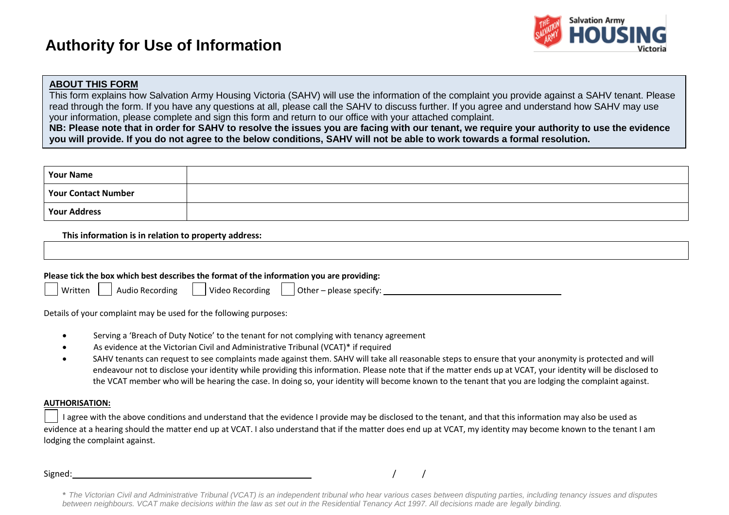# Authority for Use of Information

**ABOUT THIS FORM**

This form explains how Salvation Army Housing Victoria (SAHV) will use the information of the complaint you provide against a SAHV tenant. Please read through the form. If you have any questions at all, please call the SAHV to discuss further. If you agree and understand how SAHV may use your information, please complete and sign this form and return to our office with your attached complaint.

**NB: Please note that in order for SAHV to resolve the issues you are facing with our tenant, we require your authority to use the evidence you will provide. If you do not agree to the below conditions, SAHV will not be able to work towards a formal resolution.**

| | |
|---|---|
| **Your Name** | |
| **Your Contact Number** | |
| **Your Address** | |

**This information is in relation to property address:**

| |
|---|
| |

**Please tick the box which best describes the format of the information you are providing:**

☐ Written ☐ Audio Recording ☐ Video Recording ☐ Other – please specify: ______________________

Details of your complaint may be used for the following purposes:

- Serving a 'Breach of Duty Notice' to the tenant for not complying with tenancy agreement
- As evidence at the Victorian Civil and Administrative Tribunal (VCAT)* if required
- SAHV tenants can request to see complaints made against them. SAHV will take all reasonable steps to ensure that your anonymity is protected and will endeavour not to disclose your identity while providing this information. Please note that if the matter ends up at VCAT, your identity will be disclosed to the VCAT member who will be hearing the case. In doing so, your identity will become known to the tenant that you are lodging the complaint against.

**AUTHORISATION:**

☐ I agree with the above conditions and understand that the evidence I provide may be disclosed to the tenant, and that this information may also be used as evidence at a hearing should the matter end up at VCAT. I also understand that if the matter does end up at VCAT, my identity may become known to the tenant I am lodging the complaint against.

Signed: ______________________________ / /

*\* The Victorian Civil and Administrative Tribunal (VCAT) is an independent tribunal who hear various cases between disputing parties, including tenancy issues and disputes between neighbours. VCAT make decisions within the law as set out in the Residential Tenancy Act 1997. All decisions made are legally binding.*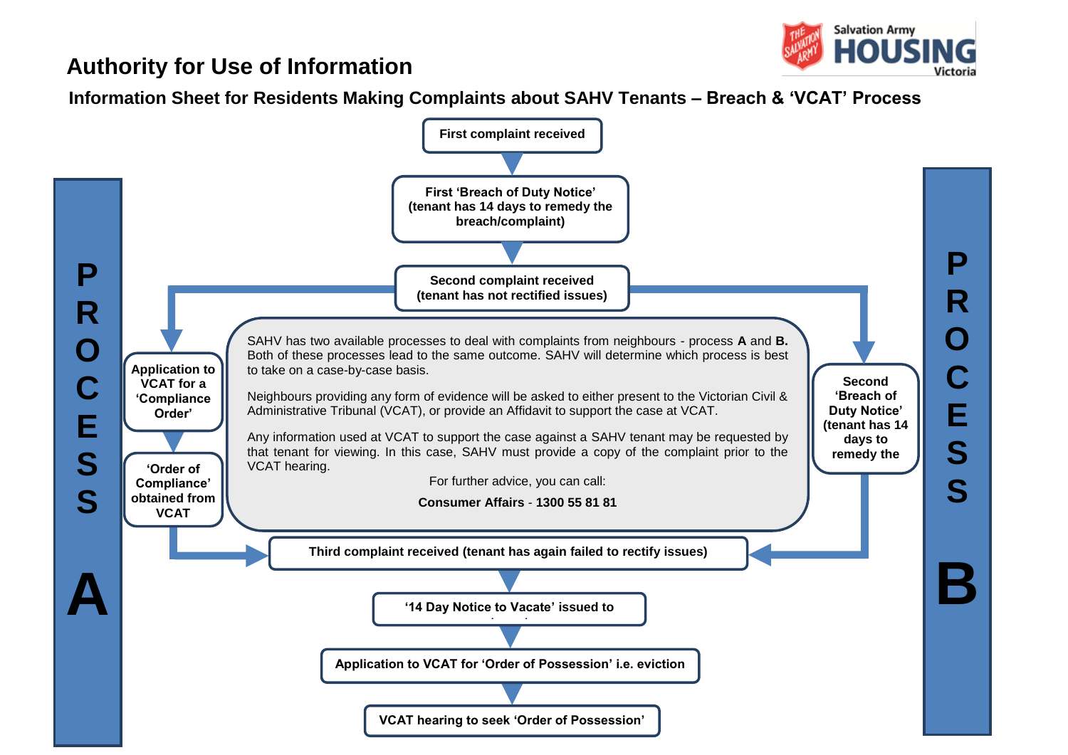## Authority for Use of Information

### Information Sheet for Residents Making Complaints about SAHV Tenants – Breach & 'VCAT' Process

**First complaint received**

**First 'Breach of Duty Notice' (tenant has 14 days to remedy the breach/complaint)**

**Second complaint received (tenant has not rectified issues)**

**PROCESS A**

**Application to VCAT for a 'Compliance Order'**

**'Order of Compliance' obtained from VCAT**

**PROCESS B**

**Second 'Breach of Duty Notice' (tenant has 14 days to remedy the**

SAHV has two available processes to deal with complaints from neighbours - process **A** and **B.** Both of these processes lead to the same outcome. SAHV will determine which process is best to take on a case-by-case basis.

Neighbours providing any form of evidence will be asked to either present to the Victorian Civil & Administrative Tribunal (VCAT), or provide an Affidavit to support the case at VCAT.

Any information used at VCAT to support the case against a SAHV tenant may be requested by that tenant for viewing. In this case, SAHV must provide a copy of the complaint prior to the VCAT hearing.

For further advice, you can call:

**Consumer Affairs** - **1300 55 81 81**

**Third complaint received (tenant has again failed to rectify issues)**

**'14 Day Notice to Vacate' issued to**

**Application to VCAT for 'Order of Possession' i.e. eviction**

**VCAT hearing to seek 'Order of Possession'**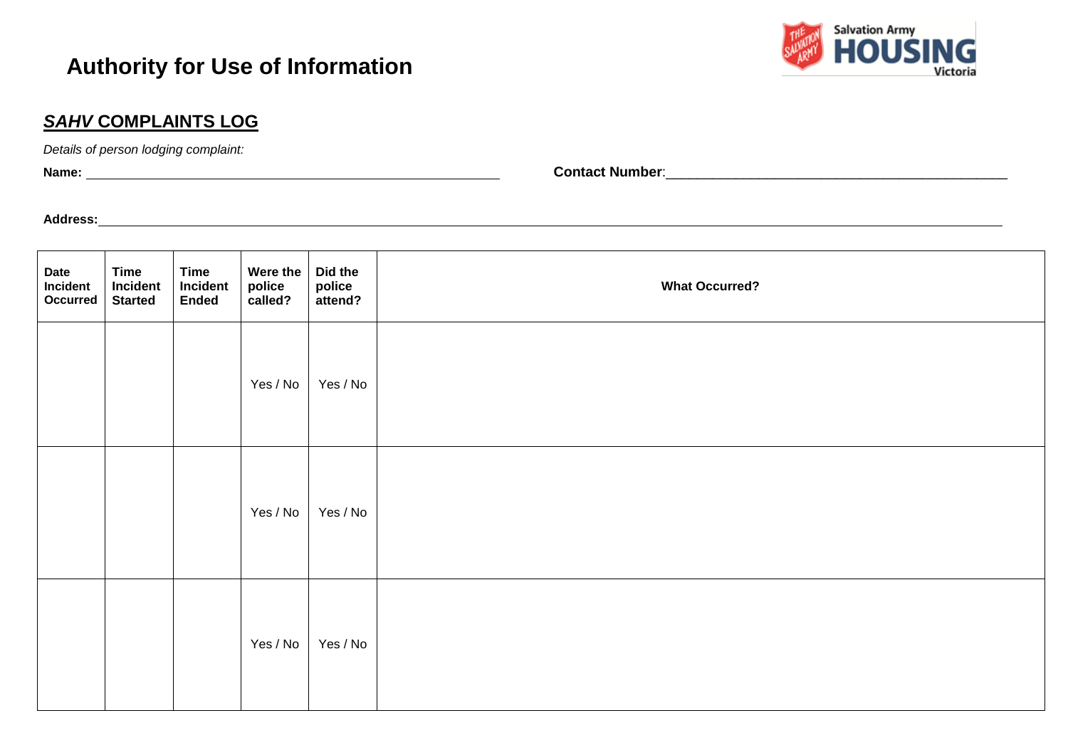# Authority for Use of Information

## ***SAHV* COMPLAINTS LOG**

*Details of person lodging complaint:*

**Name:** ____________________________________________ **Contact Number**: ____________________________________________

**Address:** ____________________________________________________________________________________________

| Date Incident Occurred | Time Incident Started | Time Incident Ended | Were the police called? | Did the police attend? | What Occurred? |
|---|---|---|---|---|---|
| | | | Yes / No | Yes / No | |
| | | | Yes / No | Yes / No | |
| | | | Yes / No | Yes / No | |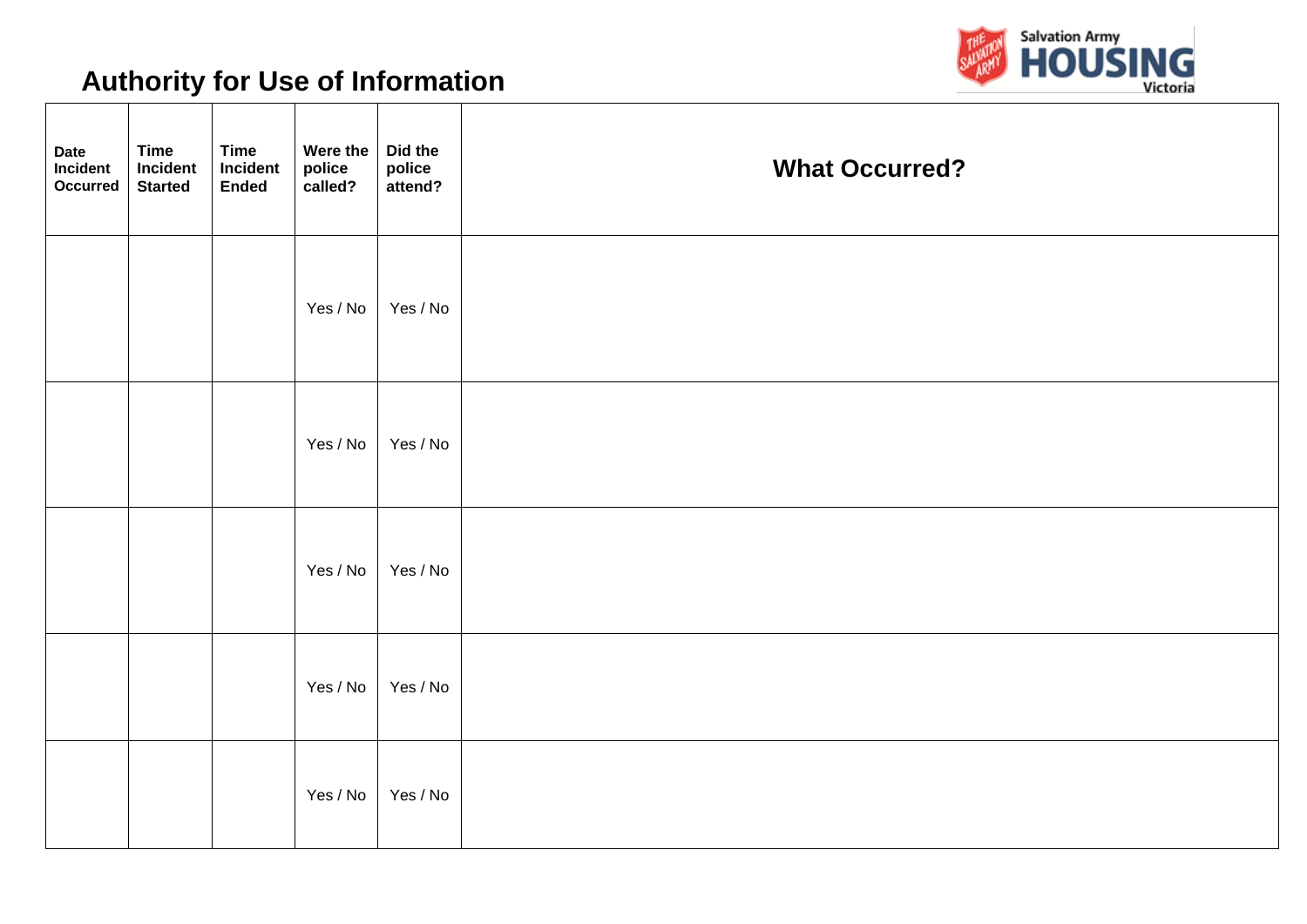# Authority for Use of Information

| Date Incident Occurred | Time Incident Started | Time Incident Ended | Were the police called? | Did the police attend? | What Occurred? |
|---|---|---|---|---|---|
| | | | Yes / No | Yes / No | |
| | | | Yes / No | Yes / No | |
| | | | Yes / No | Yes / No | |
| | | | Yes / No | Yes / No | |
| | | | Yes / No | Yes / No | |